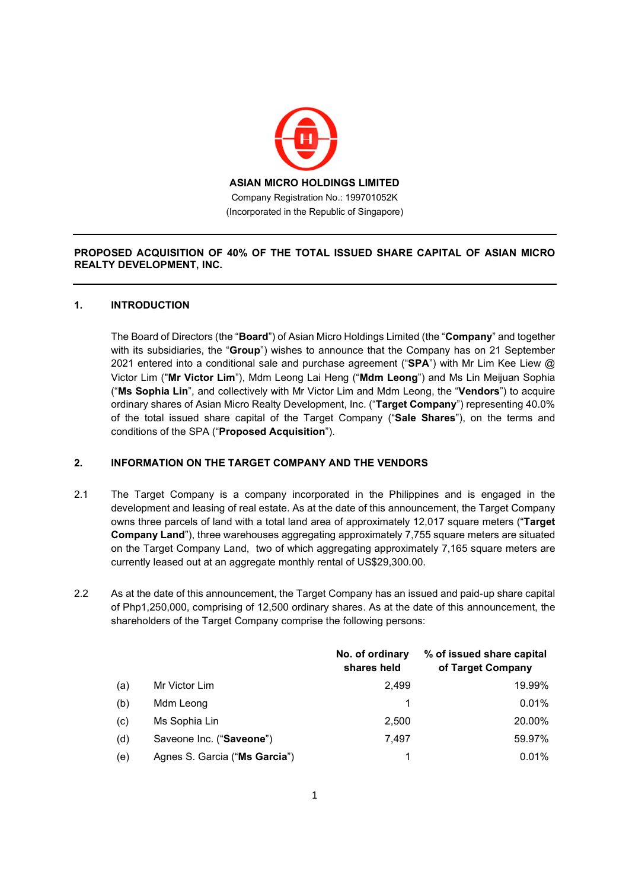**ASIAN MICRO HOLDINGS LIMITED**

Company Registration No.: 199701052K

(Incorporated in the Republic of Singapore)

---

**PROPOSED ACQUISITION OF 40% OF THE TOTAL ISSUED SHARE CAPITAL OF ASIAN MICRO REALTY DEVELOPMENT, INC.**

---

## 1. INTRODUCTION

The Board of Directors (the "**Board**") of Asian Micro Holdings Limited (the "**Company**" and together with its subsidiaries, the "**Group**") wishes to announce that the Company has on 21 September 2021 entered into a conditional sale and purchase agreement ("**SPA**") with Mr Lim Kee Liew @ Victor Lim ("**Mr Victor Lim**"), Mdm Leong Lai Heng ("**Mdm Leong**") and Ms Lin Meijuan Sophia ("**Ms Sophia Lin**", and collectively with Mr Victor Lim and Mdm Leong, the "**Vendors**") to acquire ordinary shares of Asian Micro Realty Development, Inc. ("**Target Company**") representing 40.0% of the total issued share capital of the Target Company ("**Sale Shares**"), on the terms and conditions of the SPA ("**Proposed Acquisition**").

## 2. INFORMATION ON THE TARGET COMPANY AND THE VENDORS

2.1 The Target Company is a company incorporated in the Philippines and is engaged in the development and leasing of real estate. As at the date of this announcement, the Target Company owns three parcels of land with a total land area of approximately 12,017 square meters ("**Target Company Land**"), three warehouses aggregating approximately 7,755 square meters are situated on the Target Company Land, two of which aggregating approximately 7,165 square meters are currently leased out at an aggregate monthly rental of US$29,300.00.

2.2 As at the date of this announcement, the Target Company has an issued and paid-up share capital of Php1,250,000, comprising of 12,500 ordinary shares. As at the date of this announcement, the shareholders of the Target Company comprise the following persons:

| | | **No. of ordinary shares held** | **% of issued share capital of Target Company** |
|---|---|---|---|
| (a) | Mr Victor Lim | 2,499 | 19.99% |
| (b) | Mdm Leong | 1 | 0.01% |
| (c) | Ms Sophia Lin | 2,500 | 20.00% |
| (d) | Saveone Inc. ("**Saveone**") | 7,497 | 59.97% |
| (e) | Agnes S. Garcia ("**Ms Garcia**") | 1 | 0.01% |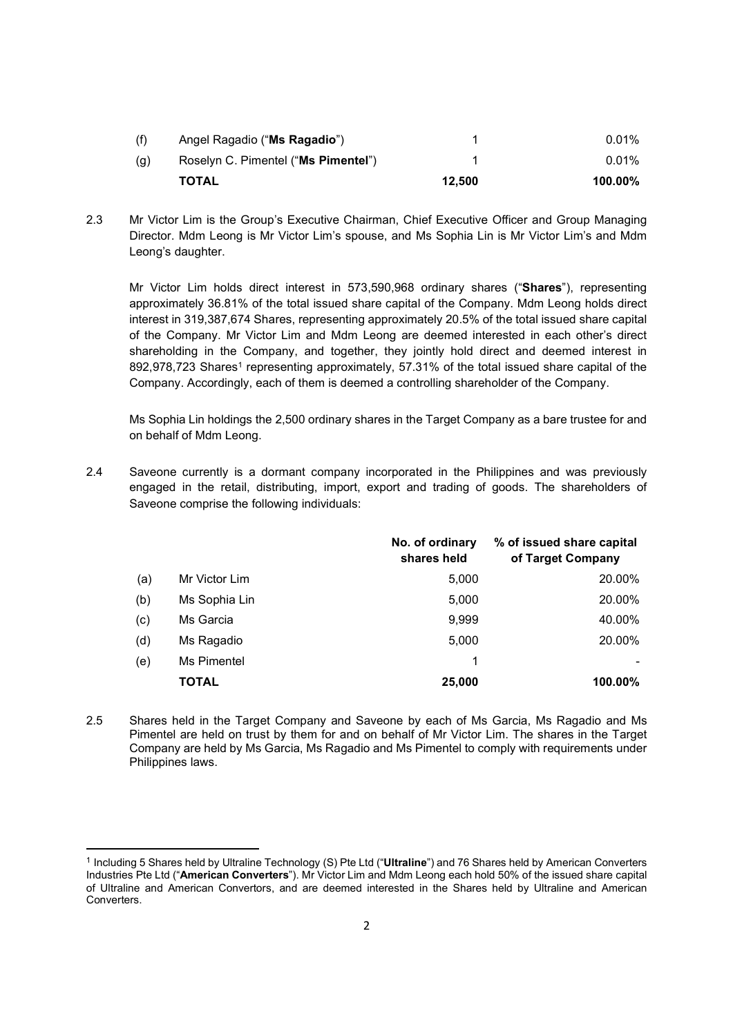| | | | |
|---|---|---|---|
| (f) | Angel Ragadio ("**Ms Ragadio**") | 1 | 0.01% |
| (g) | Roselyn C. Pimentel ("**Ms Pimentel**") | 1 | 0.01% |
| | **TOTAL** | **12,500** | **100.00%** |

2.3 Mr Victor Lim is the Group's Executive Chairman, Chief Executive Officer and Group Managing Director. Mdm Leong is Mr Victor Lim's spouse, and Ms Sophia Lin is Mr Victor Lim's and Mdm Leong's daughter.

Mr Victor Lim holds direct interest in 573,590,968 ordinary shares ("**Shares**"), representing approximately 36.81% of the total issued share capital of the Company. Mdm Leong holds direct interest in 319,387,674 Shares, representing approximately 20.5% of the total issued share capital of the Company. Mr Victor Lim and Mdm Leong are deemed interested in each other's direct shareholding in the Company, and together, they jointly hold direct and deemed interest in 892,978,723 Shares[1] representing approximately, 57.31% of the total issued share capital of the Company. Accordingly, each of them is deemed a controlling shareholder of the Company.

Ms Sophia Lin holdings the 2,500 ordinary shares in the Target Company as a bare trustee for and on behalf of Mdm Leong.

2.4 Saveone currently is a dormant company incorporated in the Philippines and was previously engaged in the retail, distributing, import, export and trading of goods. The shareholders of Saveone comprise the following individuals:

| | | No. of ordinary shares held | % of issued share capital of Target Company |
|---|---|---|---|
| (a) | Mr Victor Lim | 5,000 | 20.00% |
| (b) | Ms Sophia Lin | 5,000 | 20.00% |
| (c) | Ms Garcia | 9,999 | 40.00% |
| (d) | Ms Ragadio | 5,000 | 20.00% |
| (e) | Ms Pimentel | 1 | - |
| | **TOTAL** | **25,000** | **100.00%** |

2.5 Shares held in the Target Company and Saveone by each of Ms Garcia, Ms Ragadio and Ms Pimentel are held on trust by them for and on behalf of Mr Victor Lim. The shares in the Target Company are held by Ms Garcia, Ms Ragadio and Ms Pimentel to comply with requirements under Philippines laws.

---

[1] Including 5 Shares held by Ultraline Technology (S) Pte Ltd ("**Ultraline**") and 76 Shares held by American Converters Industries Pte Ltd ("**American Converters**"). Mr Victor Lim and Mdm Leong each hold 50% of the issued share capital of Ultraline and American Convertors, and are deemed interested in the Shares held by Ultraline and American Converters.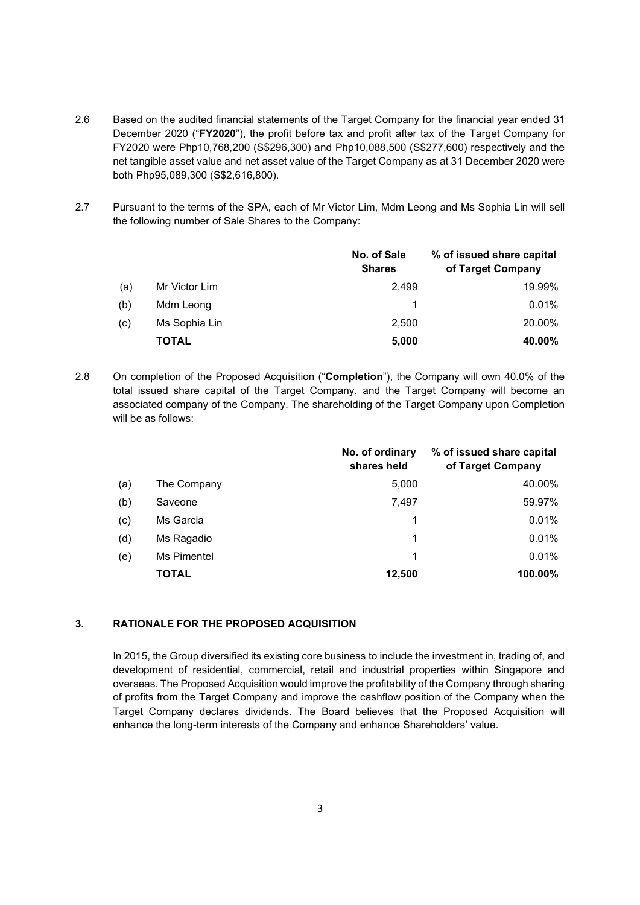2.6 Based on the audited financial statements of the Target Company for the financial year ended 31 December 2020 ("**FY2020**"), the profit before tax and profit after tax of the Target Company for FY2020 were Php10,768,200 (S$296,300) and Php10,088,500 (S$277,600) respectively and the net tangible asset value and net asset value of the Target Company as at 31 December 2020 were both Php95,089,300 (S$2,616,800).

2.7 Pursuant to the terms of the SPA, each of Mr Victor Lim, Mdm Leong and Ms Sophia Lin will sell the following number of Sale Shares to the Company:

| | | No. of Sale Shares | % of issued share capital of Target Company |
|---|---|---|---|
| (a) | Mr Victor Lim | 2,499 | 19.99% |
| (b) | Mdm Leong | 1 | 0.01% |
| (c) | Ms Sophia Lin | 2,500 | 20.00% |
| | **TOTAL** | **5,000** | **40.00%** |

2.8 On completion of the Proposed Acquisition ("**Completion**"), the Company will own 40.0% of the total issued share capital of the Target Company, and the Target Company will become an associated company of the Company. The shareholding of the Target Company upon Completion will be as follows:

| | | No. of ordinary shares held | % of issued share capital of Target Company |
|---|---|---|---|
| (a) | The Company | 5,000 | 40.00% |
| (b) | Saveone | 7,497 | 59.97% |
| (c) | Ms Garcia | 1 | 0.01% |
| (d) | Ms Ragadio | 1 | 0.01% |
| (e) | Ms Pimentel | 1 | 0.01% |
| | **TOTAL** | **12,500** | **100.00%** |

## 3. RATIONALE FOR THE PROPOSED ACQUISITION

In 2015, the Group diversified its existing core business to include the investment in, trading of, and development of residential, commercial, retail and industrial properties within Singapore and overseas. The Proposed Acquisition would improve the profitability of the Company through sharing of profits from the Target Company and improve the cashflow position of the Company when the Target Company declares dividends. The Board believes that the Proposed Acquisition will enhance the long-term interests of the Company and enhance Shareholders' value.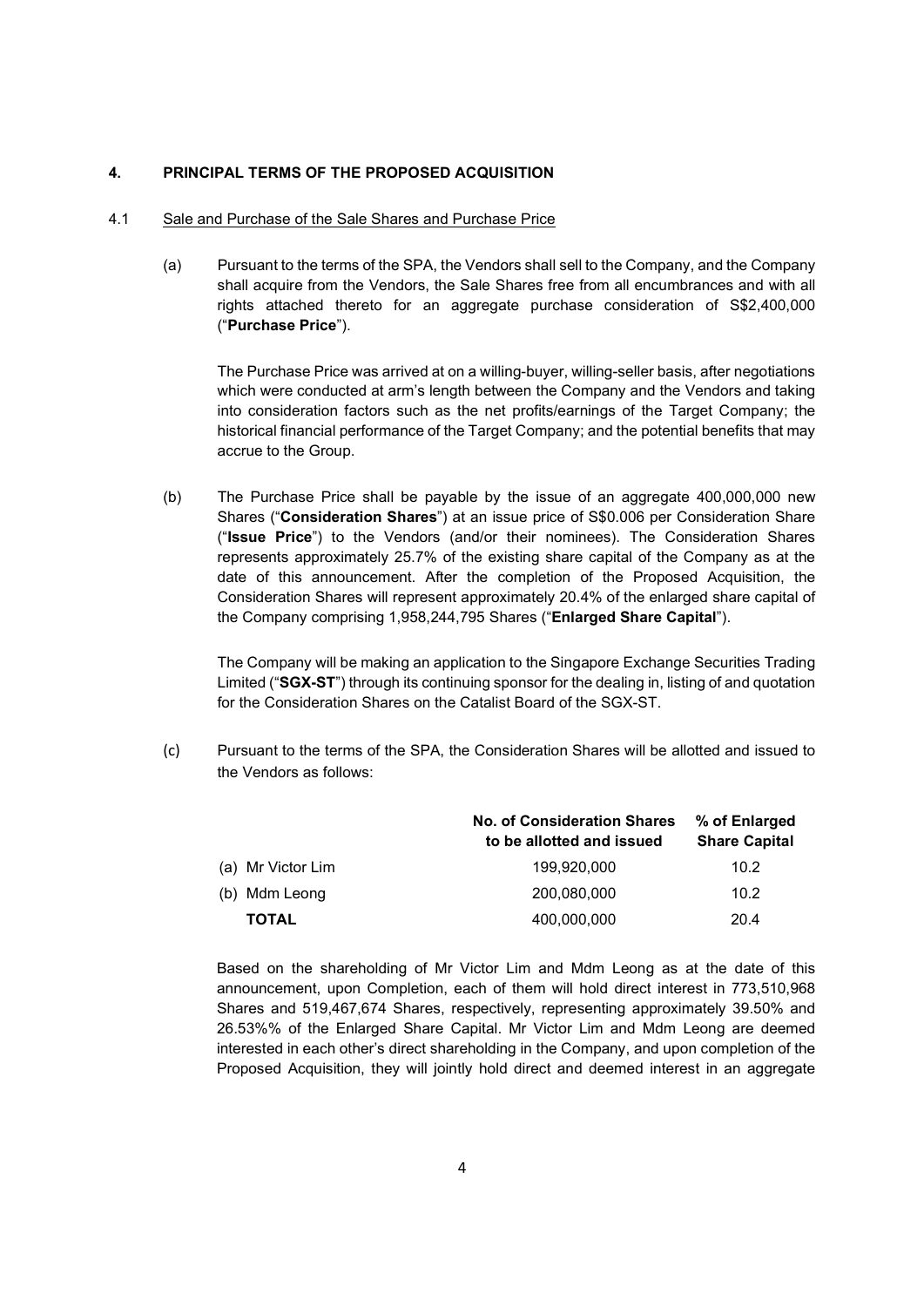## 4. PRINCIPAL TERMS OF THE PROPOSED ACQUISITION

### 4.1 Sale and Purchase of the Sale Shares and Purchase Price

(a) Pursuant to the terms of the SPA, the Vendors shall sell to the Company, and the Company shall acquire from the Vendors, the Sale Shares free from all encumbrances and with all rights attached thereto for an aggregate purchase consideration of S$2,400,000 ("**Purchase Price**").

The Purchase Price was arrived at on a willing-buyer, willing-seller basis, after negotiations which were conducted at arm's length between the Company and the Vendors and taking into consideration factors such as the net profits/earnings of the Target Company; the historical financial performance of the Target Company; and the potential benefits that may accrue to the Group.

(b) The Purchase Price shall be payable by the issue of an aggregate 400,000,000 new Shares ("**Consideration Shares**") at an issue price of S$0.006 per Consideration Share ("**Issue Price**") to the Vendors (and/or their nominees). The Consideration Shares represents approximately 25.7% of the existing share capital of the Company as at the date of this announcement. After the completion of the Proposed Acquisition, the Consideration Shares will represent approximately 20.4% of the enlarged share capital of the Company comprising 1,958,244,795 Shares ("**Enlarged Share Capital**").

The Company will be making an application to the Singapore Exchange Securities Trading Limited ("**SGX-ST**") through its continuing sponsor for the dealing in, listing of and quotation for the Consideration Shares on the Catalist Board of the SGX-ST.

(c) Pursuant to the terms of the SPA, the Consideration Shares will be allotted and issued to the Vendors as follows:

| | No. of Consideration Shares to be allotted and issued | % of Enlarged Share Capital |
|---|---|---|
| (a) Mr Victor Lim | 199,920,000 | 10.2 |
| (b) Mdm Leong | 200,080,000 | 10.2 |
| **TOTAL** | 400,000,000 | 20.4 |

Based on the shareholding of Mr Victor Lim and Mdm Leong as at the date of this announcement, upon Completion, each of them will hold direct interest in 773,510,968 Shares and 519,467,674 Shares, respectively, representing approximately 39.50% and 26.53%% of the Enlarged Share Capital. Mr Victor Lim and Mdm Leong are deemed interested in each other's direct shareholding in the Company, and upon completion of the Proposed Acquisition, they will jointly hold direct and deemed interest in an aggregate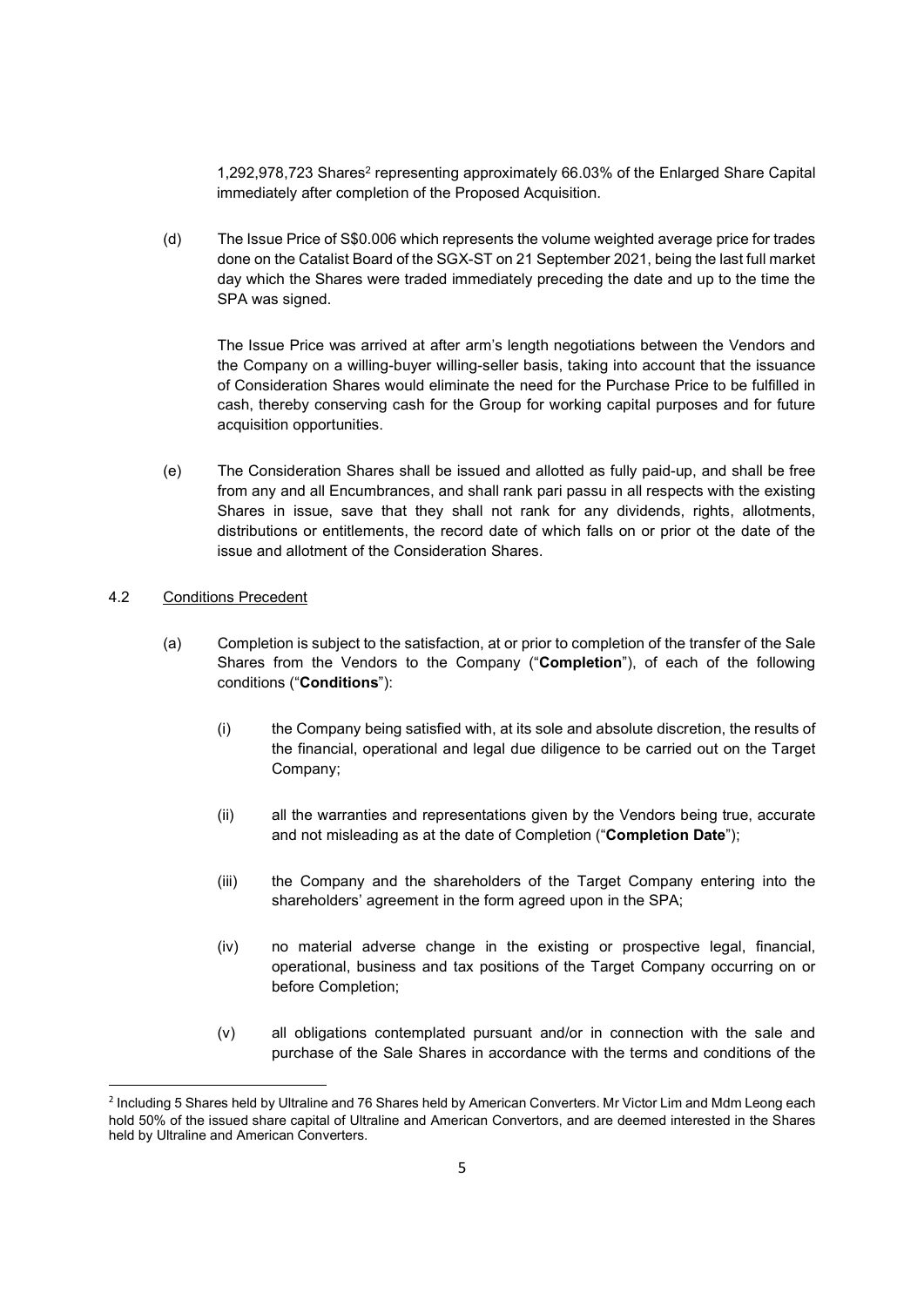1,292,978,723 Shares[2] representing approximately 66.03% of the Enlarged Share Capital immediately after completion of the Proposed Acquisition.

(d) The Issue Price of S$0.006 which represents the volume weighted average price for trades done on the Catalist Board of the SGX-ST on 21 September 2021, being the last full market day which the Shares were traded immediately preceding the date and up to the time the SPA was signed.

The Issue Price was arrived at after arm's length negotiations between the Vendors and the Company on a willing-buyer willing-seller basis, taking into account that the issuance of Consideration Shares would eliminate the need for the Purchase Price to be fulfilled in cash, thereby conserving cash for the Group for working capital purposes and for future acquisition opportunities.

(e) The Consideration Shares shall be issued and allotted as fully paid-up, and shall be free from any and all Encumbrances, and shall rank pari passu in all respects with the existing Shares in issue, save that they shall not rank for any dividends, rights, allotments, distributions or entitlements, the record date of which falls on or prior ot the date of the issue and allotment of the Consideration Shares.

4.2 Conditions Precedent

(a) Completion is subject to the satisfaction, at or prior to completion of the transfer of the Sale Shares from the Vendors to the Company ("**Completion**"), of each of the following conditions ("**Conditions**"):

(i) the Company being satisfied with, at its sole and absolute discretion, the results of the financial, operational and legal due diligence to be carried out on the Target Company;

(ii) all the warranties and representations given by the Vendors being true, accurate and not misleading as at the date of Completion ("**Completion Date**");

(iii) the Company and the shareholders of the Target Company entering into the shareholders' agreement in the form agreed upon in the SPA;

(iv) no material adverse change in the existing or prospective legal, financial, operational, business and tax positions of the Target Company occurring on or before Completion;

(v) all obligations contemplated pursuant and/or in connection with the sale and purchase of the Sale Shares in accordance with the terms and conditions of the

---

[2] Including 5 Shares held by Ultraline and 76 Shares held by American Converters. Mr Victor Lim and Mdm Leong each hold 50% of the issued share capital of Ultraline and American Convertors, and are deemed interested in the Shares held by Ultraline and American Converters.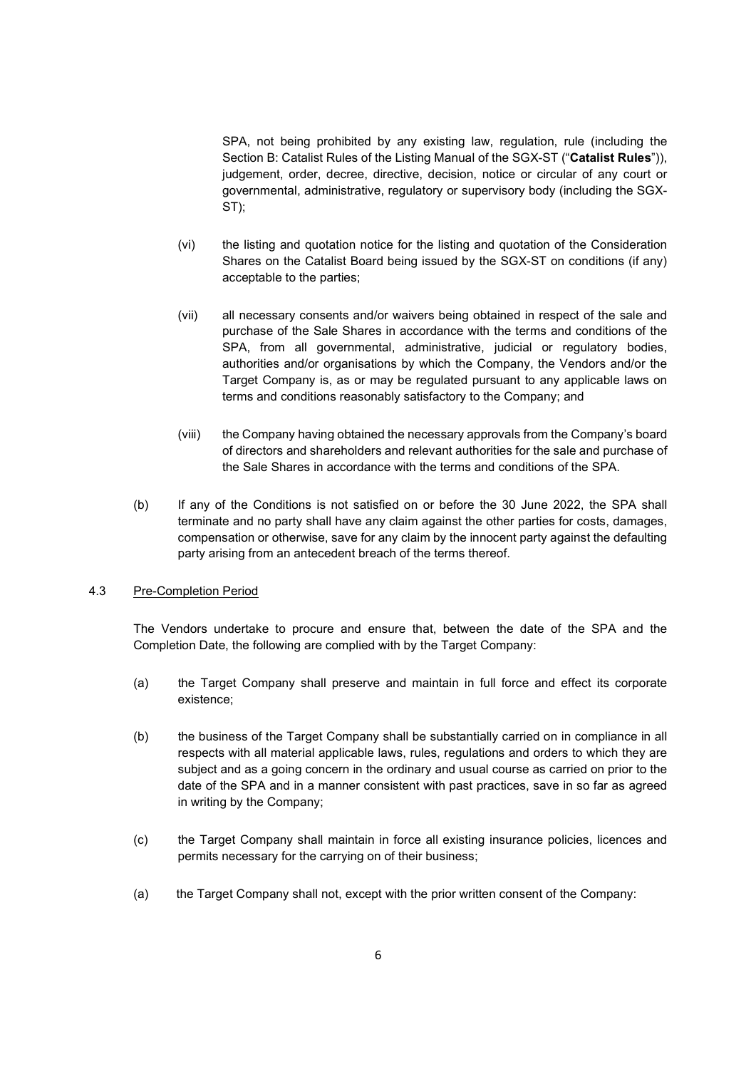SPA, not being prohibited by any existing law, regulation, rule (including the Section B: Catalist Rules of the Listing Manual of the SGX-ST ("**Catalist Rules**")), judgement, order, decree, directive, decision, notice or circular of any court or governmental, administrative, regulatory or supervisory body (including the SGX-ST);

(vi) the listing and quotation notice for the listing and quotation of the Consideration Shares on the Catalist Board being issued by the SGX-ST on conditions (if any) acceptable to the parties;

(vii) all necessary consents and/or waivers being obtained in respect of the sale and purchase of the Sale Shares in accordance with the terms and conditions of the SPA, from all governmental, administrative, judicial or regulatory bodies, authorities and/or organisations by which the Company, the Vendors and/or the Target Company is, as or may be regulated pursuant to any applicable laws on terms and conditions reasonably satisfactory to the Company; and

(viii) the Company having obtained the necessary approvals from the Company's board of directors and shareholders and relevant authorities for the sale and purchase of the Sale Shares in accordance with the terms and conditions of the SPA.

(b) If any of the Conditions is not satisfied on or before the 30 June 2022, the SPA shall terminate and no party shall have any claim against the other parties for costs, damages, compensation or otherwise, save for any claim by the innocent party against the defaulting party arising from an antecedent breach of the terms thereof.

4.3 Pre-Completion Period

The Vendors undertake to procure and ensure that, between the date of the SPA and the Completion Date, the following are complied with by the Target Company:

(a) the Target Company shall preserve and maintain in full force and effect its corporate existence;

(b) the business of the Target Company shall be substantially carried on in compliance in all respects with all material applicable laws, rules, regulations and orders to which they are subject and as a going concern in the ordinary and usual course as carried on prior to the date of the SPA and in a manner consistent with past practices, save in so far as agreed in writing by the Company;

(c) the Target Company shall maintain in force all existing insurance policies, licences and permits necessary for the carrying on of their business;

(a) the Target Company shall not, except with the prior written consent of the Company: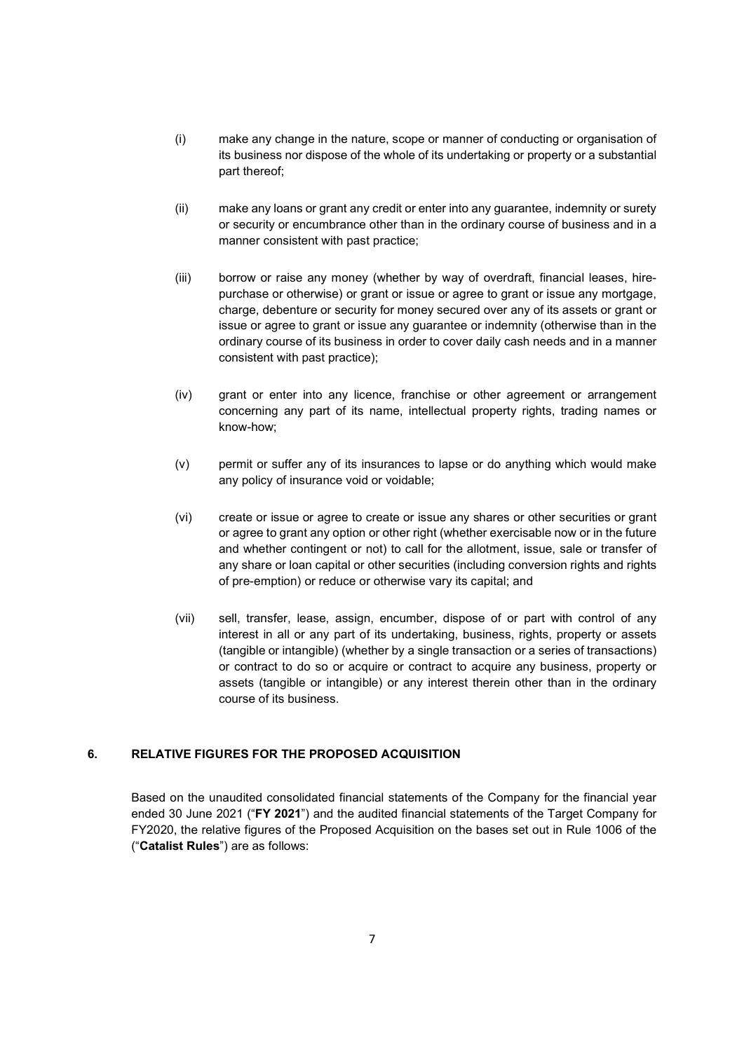(i) make any change in the nature, scope or manner of conducting or organisation of its business nor dispose of the whole of its undertaking or property or a substantial part thereof;

(ii) make any loans or grant any credit or enter into any guarantee, indemnity or surety or security or encumbrance other than in the ordinary course of business and in a manner consistent with past practice;

(iii) borrow or raise any money (whether by way of overdraft, financial leases, hire-purchase or otherwise) or grant or issue or agree to grant or issue any mortgage, charge, debenture or security for money secured over any of its assets or grant or issue or agree to grant or issue any guarantee or indemnity (otherwise than in the ordinary course of its business in order to cover daily cash needs and in a manner consistent with past practice);

(iv) grant or enter into any licence, franchise or other agreement or arrangement concerning any part of its name, intellectual property rights, trading names or know-how;

(v) permit or suffer any of its insurances to lapse or do anything which would make any policy of insurance void or voidable;

(vi) create or issue or agree to create or issue any shares or other securities or grant or agree to grant any option or other right (whether exercisable now or in the future and whether contingent or not) to call for the allotment, issue, sale or transfer of any share or loan capital or other securities (including conversion rights and rights of pre-emption) or reduce or otherwise vary its capital; and

(vii) sell, transfer, lease, assign, encumber, dispose of or part with control of any interest in all or any part of its undertaking, business, rights, property or assets (tangible or intangible) (whether by a single transaction or a series of transactions) or contract to do so or acquire or contract to acquire any business, property or assets (tangible or intangible) or any interest therein other than in the ordinary course of its business.

## 6. RELATIVE FIGURES FOR THE PROPOSED ACQUISITION

Based on the unaudited consolidated financial statements of the Company for the financial year ended 30 June 2021 ("**FY 2021**") and the audited financial statements of the Target Company for FY2020, the relative figures of the Proposed Acquisition on the bases set out in Rule 1006 of the ("**Catalist Rules**") are as follows: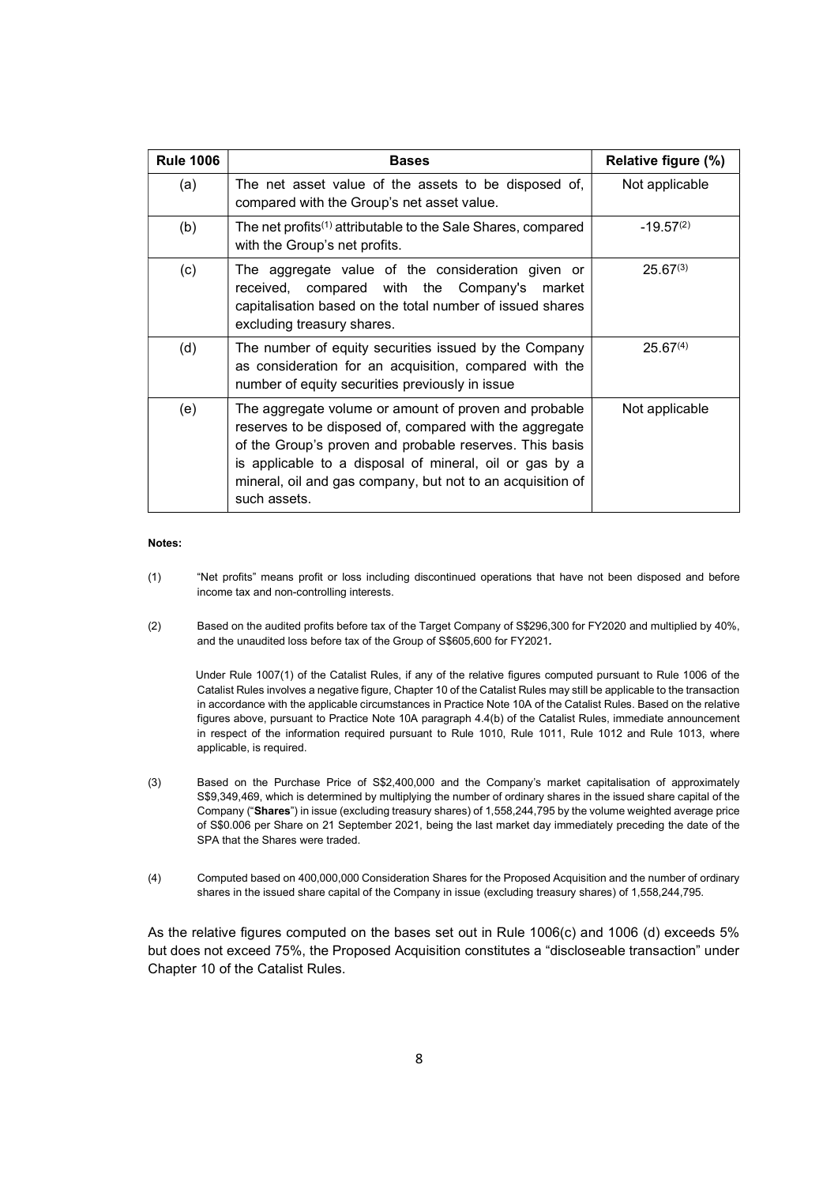| Rule 1006 | Bases | Relative figure (%) |
|---|---|---|
| (a) | The net asset value of the assets to be disposed of, compared with the Group's net asset value. | Not applicable |
| (b) | The net profits[(1)] attributable to the Sale Shares, compared with the Group's net profits. | -19.57[(2)] |
| (c) | The aggregate value of the consideration given or received, compared with the Company's market capitalisation based on the total number of issued shares excluding treasury shares. | 25.67[(3)] |
| (d) | The number of equity securities issued by the Company as consideration for an acquisition, compared with the number of equity securities previously in issue | 25.67[(4)] |
| (e) | The aggregate volume or amount of proven and probable reserves to be disposed of, compared with the aggregate of the Group's proven and probable reserves. This basis is applicable to a disposal of mineral, oil or gas by a mineral, oil and gas company, but not to an acquisition of such assets. | Not applicable |

**Notes:**

(1) "Net profits" means profit or loss including discontinued operations that have not been disposed and before income tax and non-controlling interests.

(2) Based on the audited profits before tax of the Target Company of S$296,300 for FY2020 and multiplied by 40%, and the unaudited loss before tax of the Group of S$605,600 for FY2021.

Under Rule 1007(1) of the Catalist Rules, if any of the relative figures computed pursuant to Rule 1006 of the Catalist Rules involves a negative figure, Chapter 10 of the Catalist Rules may still be applicable to the transaction in accordance with the applicable circumstances in Practice Note 10A of the Catalist Rules. Based on the relative figures above, pursuant to Practice Note 10A paragraph 4.4(b) of the Catalist Rules, immediate announcement in respect of the information required pursuant to Rule 1010, Rule 1011, Rule 1012 and Rule 1013, where applicable, is required.

(3) Based on the Purchase Price of S$2,400,000 and the Company's market capitalisation of approximately S$9,349,469, which is determined by multiplying the number of ordinary shares in the issued share capital of the Company ("**Shares**") in issue (excluding treasury shares) of 1,558,244,795 by the volume weighted average price of S$0.006 per Share on 21 September 2021, being the last market day immediately preceding the date of the SPA that the Shares were traded.

(4) Computed based on 400,000,000 Consideration Shares for the Proposed Acquisition and the number of ordinary shares in the issued share capital of the Company in issue (excluding treasury shares) of 1,558,244,795.

As the relative figures computed on the bases set out in Rule 1006(c) and 1006 (d) exceeds 5% but does not exceed 75%, the Proposed Acquisition constitutes a "discloseable transaction" under Chapter 10 of the Catalist Rules.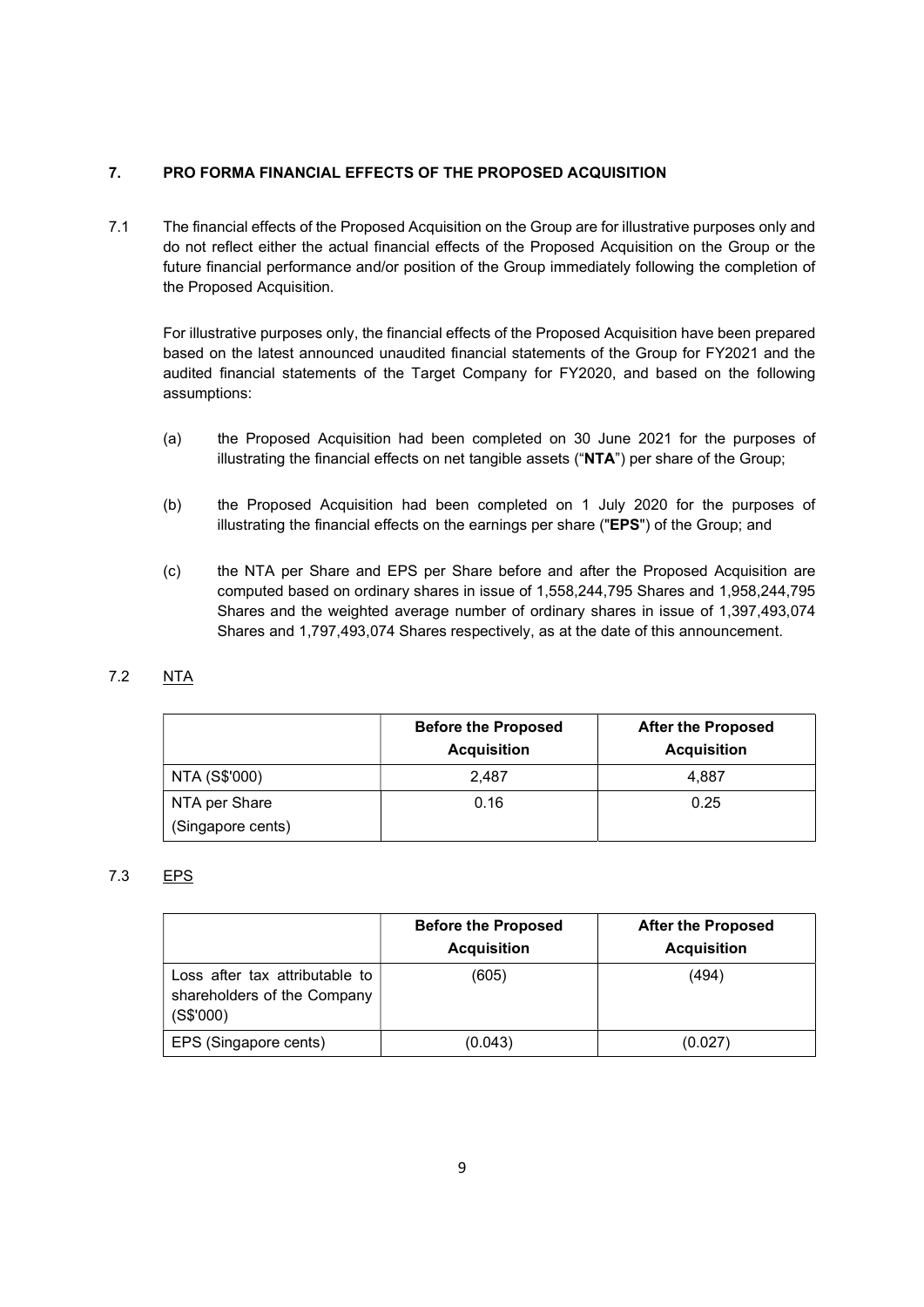## 7. PRO FORMA FINANCIAL EFFECTS OF THE PROPOSED ACQUISITION

7.1 The financial effects of the Proposed Acquisition on the Group are for illustrative purposes only and do not reflect either the actual financial effects of the Proposed Acquisition on the Group or the future financial performance and/or position of the Group immediately following the completion of the Proposed Acquisition.

For illustrative purposes only, the financial effects of the Proposed Acquisition have been prepared based on the latest announced unaudited financial statements of the Group for FY2021 and the audited financial statements of the Target Company for FY2020, and based on the following assumptions:

(a) the Proposed Acquisition had been completed on 30 June 2021 for the purposes of illustrating the financial effects on net tangible assets ("**NTA**") per share of the Group;

(b) the Proposed Acquisition had been completed on 1 July 2020 for the purposes of illustrating the financial effects on the earnings per share ("**EPS**") of the Group; and

(c) the NTA per Share and EPS per Share before and after the Proposed Acquisition are computed based on ordinary shares in issue of 1,558,244,795 Shares and 1,958,244,795 Shares and the weighted average number of ordinary shares in issue of 1,397,493,074 Shares and 1,797,493,074 Shares respectively, as at the date of this announcement.

7.2 NTA

| | **Before the Proposed Acquisition** | **After the Proposed Acquisition** |
|---|---|---|
| NTA (S$'000) | 2,487 | 4,887 |
| NTA per Share (Singapore cents) | 0.16 | 0.25 |

7.3 EPS

| | **Before the Proposed Acquisition** | **After the Proposed Acquisition** |
|---|---|---|
| Loss after tax attributable to shareholders of the Company (S$'000) | (605) | (494) |
| EPS (Singapore cents) | (0.043) | (0.027) |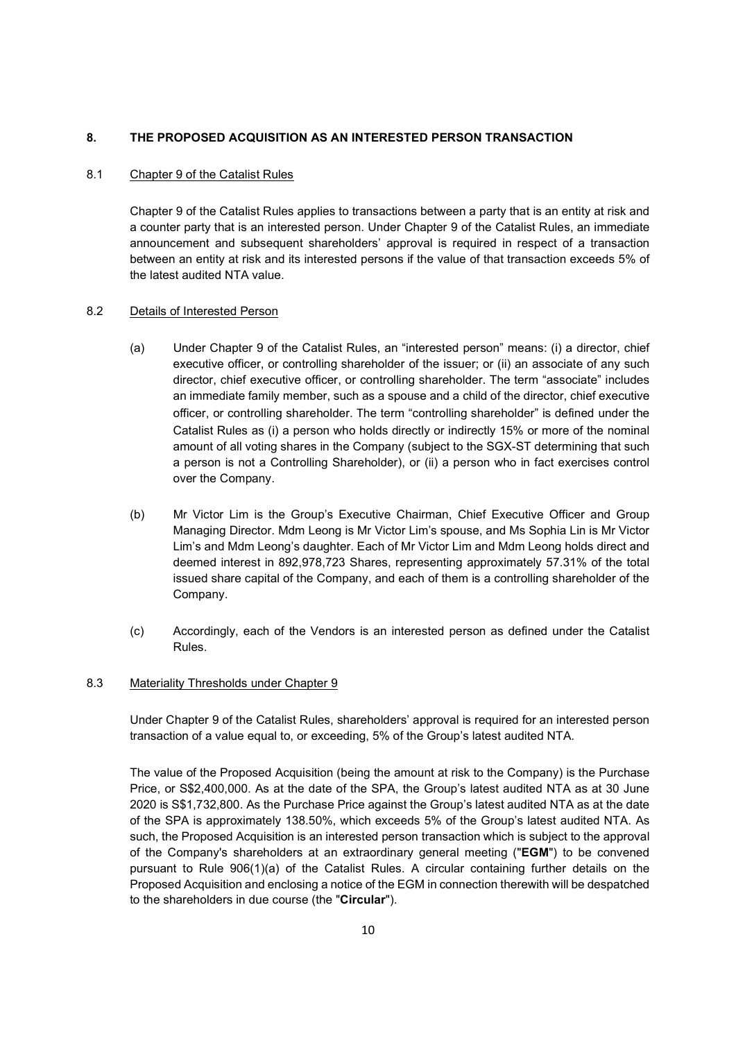## 8. THE PROPOSED ACQUISITION AS AN INTERESTED PERSON TRANSACTION

### 8.1 Chapter 9 of the Catalist Rules

Chapter 9 of the Catalist Rules applies to transactions between a party that is an entity at risk and a counter party that is an interested person. Under Chapter 9 of the Catalist Rules, an immediate announcement and subsequent shareholders' approval is required in respect of a transaction between an entity at risk and its interested persons if the value of that transaction exceeds 5% of the latest audited NTA value.

### 8.2 Details of Interested Person

(a) Under Chapter 9 of the Catalist Rules, an "interested person" means: (i) a director, chief executive officer, or controlling shareholder of the issuer; or (ii) an associate of any such director, chief executive officer, or controlling shareholder. The term "associate" includes an immediate family member, such as a spouse and a child of the director, chief executive officer, or controlling shareholder. The term "controlling shareholder" is defined under the Catalist Rules as (i) a person who holds directly or indirectly 15% or more of the nominal amount of all voting shares in the Company (subject to the SGX-ST determining that such a person is not a Controlling Shareholder), or (ii) a person who in fact exercises control over the Company.

(b) Mr Victor Lim is the Group's Executive Chairman, Chief Executive Officer and Group Managing Director. Mdm Leong is Mr Victor Lim's spouse, and Ms Sophia Lin is Mr Victor Lim's and Mdm Leong's daughter. Each of Mr Victor Lim and Mdm Leong holds direct and deemed interest in 892,978,723 Shares, representing approximately 57.31% of the total issued share capital of the Company, and each of them is a controlling shareholder of the Company.

(c) Accordingly, each of the Vendors is an interested person as defined under the Catalist Rules.

### 8.3 Materiality Thresholds under Chapter 9

Under Chapter 9 of the Catalist Rules, shareholders' approval is required for an interested person transaction of a value equal to, or exceeding, 5% of the Group's latest audited NTA.

The value of the Proposed Acquisition (being the amount at risk to the Company) is the Purchase Price, or S$2,400,000. As at the date of the SPA, the Group's latest audited NTA as at 30 June 2020 is S$1,732,800. As the Purchase Price against the Group's latest audited NTA as at the date of the SPA is approximately 138.50%, which exceeds 5% of the Group's latest audited NTA. As such, the Proposed Acquisition is an interested person transaction which is subject to the approval of the Company's shareholders at an extraordinary general meeting ("**EGM**") to be convened pursuant to Rule 906(1)(a) of the Catalist Rules. A circular containing further details on the Proposed Acquisition and enclosing a notice of the EGM in connection therewith will be despatched to the shareholders in due course (the "**Circular**").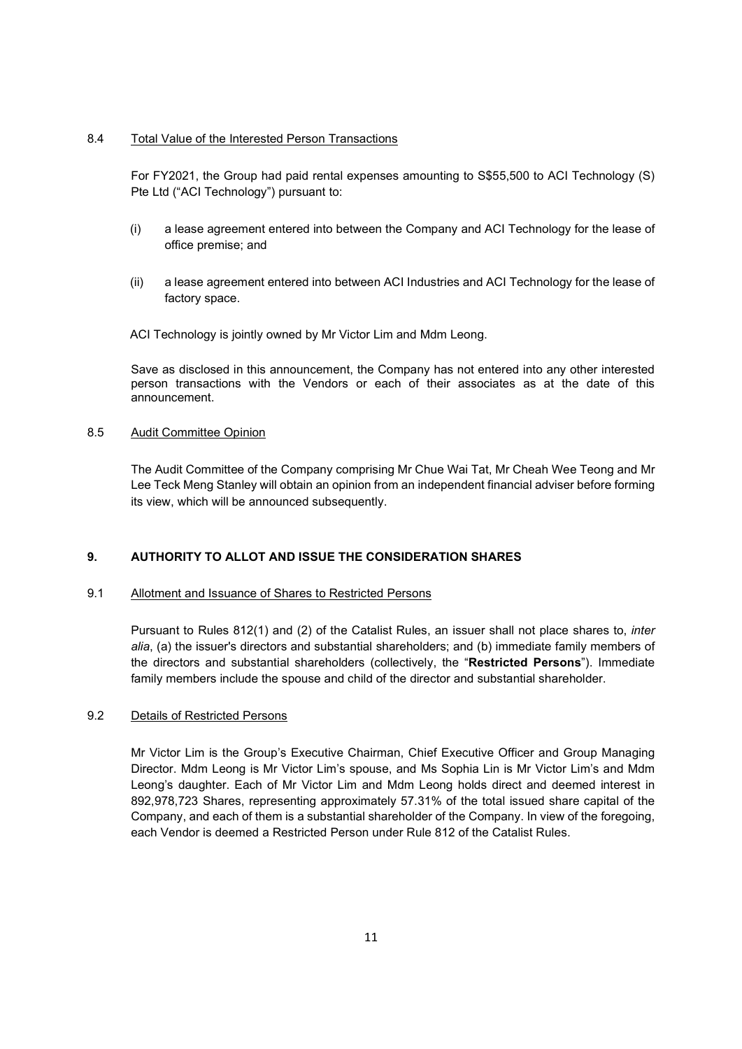8.4 Total Value of the Interested Person Transactions

For FY2021, the Group had paid rental expenses amounting to S$55,500 to ACI Technology (S) Pte Ltd ("ACI Technology") pursuant to:

(i) a lease agreement entered into between the Company and ACI Technology for the lease of office premise; and

(ii) a lease agreement entered into between ACI Industries and ACI Technology for the lease of factory space.

ACI Technology is jointly owned by Mr Victor Lim and Mdm Leong.

Save as disclosed in this announcement, the Company has not entered into any other interested person transactions with the Vendors or each of their associates as at the date of this announcement.

8.5 Audit Committee Opinion

The Audit Committee of the Company comprising Mr Chue Wai Tat, Mr Cheah Wee Teong and Mr Lee Teck Meng Stanley will obtain an opinion from an independent financial adviser before forming its view, which will be announced subsequently.

## 9. AUTHORITY TO ALLOT AND ISSUE THE CONSIDERATION SHARES

9.1 Allotment and Issuance of Shares to Restricted Persons

Pursuant to Rules 812(1) and (2) of the Catalist Rules, an issuer shall not place shares to, *inter alia*, (a) the issuer's directors and substantial shareholders; and (b) immediate family members of the directors and substantial shareholders (collectively, the "**Restricted Persons**"). Immediate family members include the spouse and child of the director and substantial shareholder.

9.2 Details of Restricted Persons

Mr Victor Lim is the Group's Executive Chairman, Chief Executive Officer and Group Managing Director. Mdm Leong is Mr Victor Lim's spouse, and Ms Sophia Lin is Mr Victor Lim's and Mdm Leong's daughter. Each of Mr Victor Lim and Mdm Leong holds direct and deemed interest in 892,978,723 Shares, representing approximately 57.31% of the total issued share capital of the Company, and each of them is a substantial shareholder of the Company. In view of the foregoing, each Vendor is deemed a Restricted Person under Rule 812 of the Catalist Rules.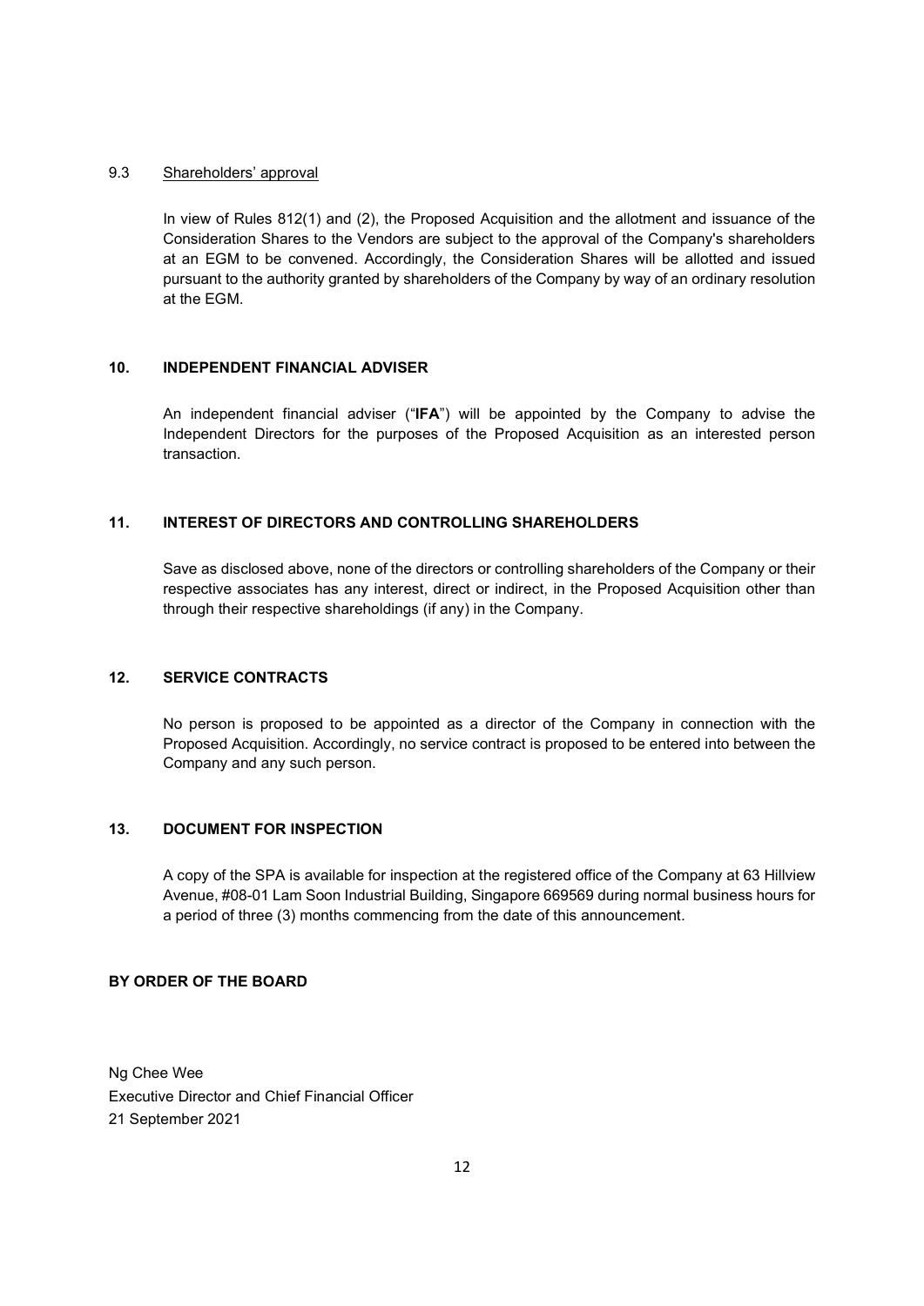### 9.3 Shareholders' approval

In view of Rules 812(1) and (2), the Proposed Acquisition and the allotment and issuance of the Consideration Shares to the Vendors are subject to the approval of the Company's shareholders at an EGM to be convened. Accordingly, the Consideration Shares will be allotted and issued pursuant to the authority granted by shareholders of the Company by way of an ordinary resolution at the EGM.

## 10. INDEPENDENT FINANCIAL ADVISER

An independent financial adviser ("**IFA**") will be appointed by the Company to advise the Independent Directors for the purposes of the Proposed Acquisition as an interested person transaction.

## 11. INTEREST OF DIRECTORS AND CONTROLLING SHAREHOLDERS

Save as disclosed above, none of the directors or controlling shareholders of the Company or their respective associates has any interest, direct or indirect, in the Proposed Acquisition other than through their respective shareholdings (if any) in the Company.

## 12. SERVICE CONTRACTS

No person is proposed to be appointed as a director of the Company in connection with the Proposed Acquisition. Accordingly, no service contract is proposed to be entered into between the Company and any such person.

## 13. DOCUMENT FOR INSPECTION

A copy of the SPA is available for inspection at the registered office of the Company at 63 Hillview Avenue, #08-01 Lam Soon Industrial Building, Singapore 669569 during normal business hours for a period of three (3) months commencing from the date of this announcement.

**BY ORDER OF THE BOARD**

Ng Chee Wee
Executive Director and Chief Financial Officer
21 September 2021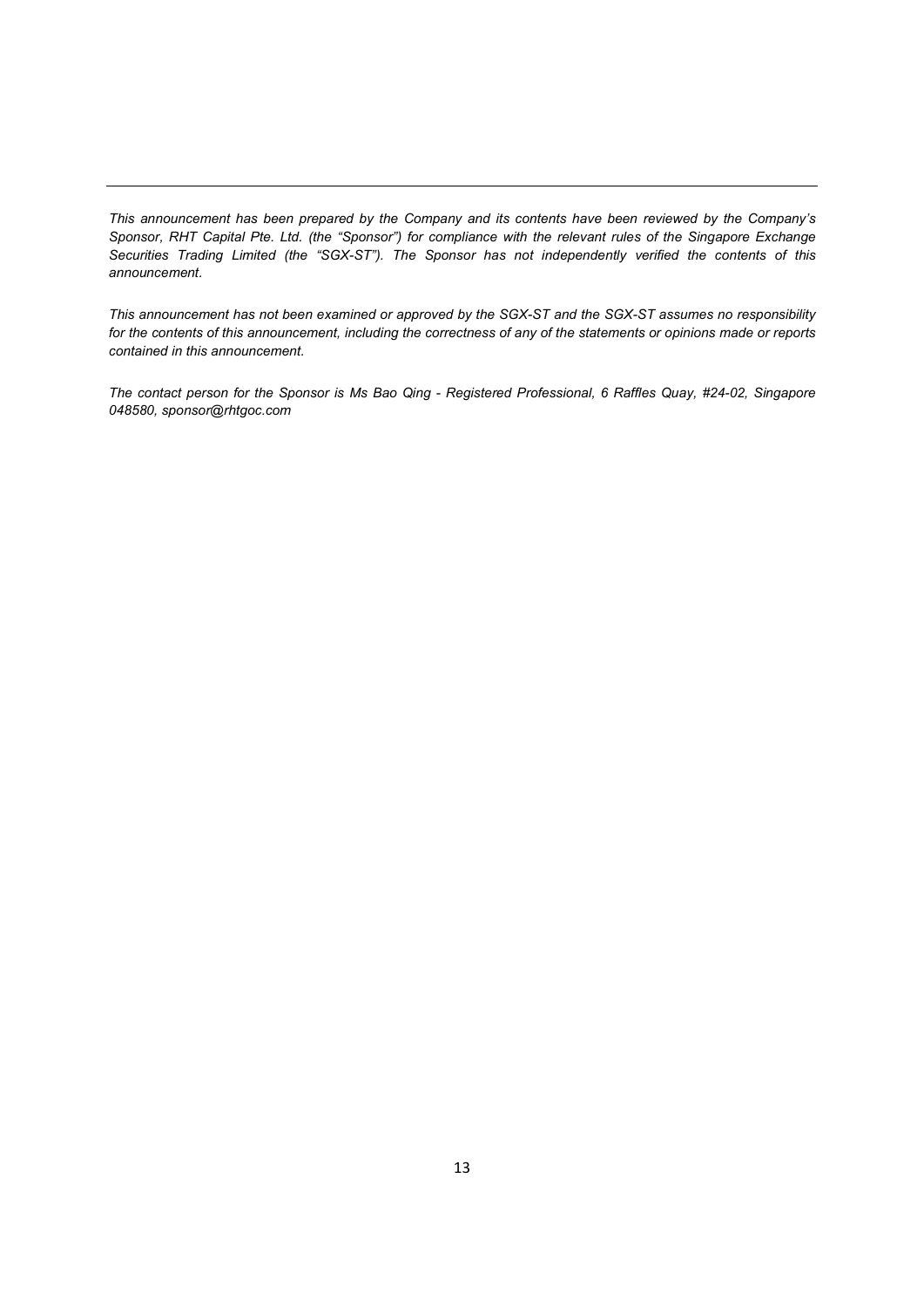---

*This announcement has been prepared by the Company and its contents have been reviewed by the Company's Sponsor, RHT Capital Pte. Ltd. (the "Sponsor") for compliance with the relevant rules of the Singapore Exchange Securities Trading Limited (the "SGX-ST"). The Sponsor has not independently verified the contents of this announcement.*

*This announcement has not been examined or approved by the SGX-ST and the SGX-ST assumes no responsibility for the contents of this announcement, including the correctness of any of the statements or opinions made or reports contained in this announcement.*

*The contact person for the Sponsor is Ms Bao Qing - Registered Professional, 6 Raffles Quay, #24-02, Singapore 048580, sponsor@rhtgoc.com*